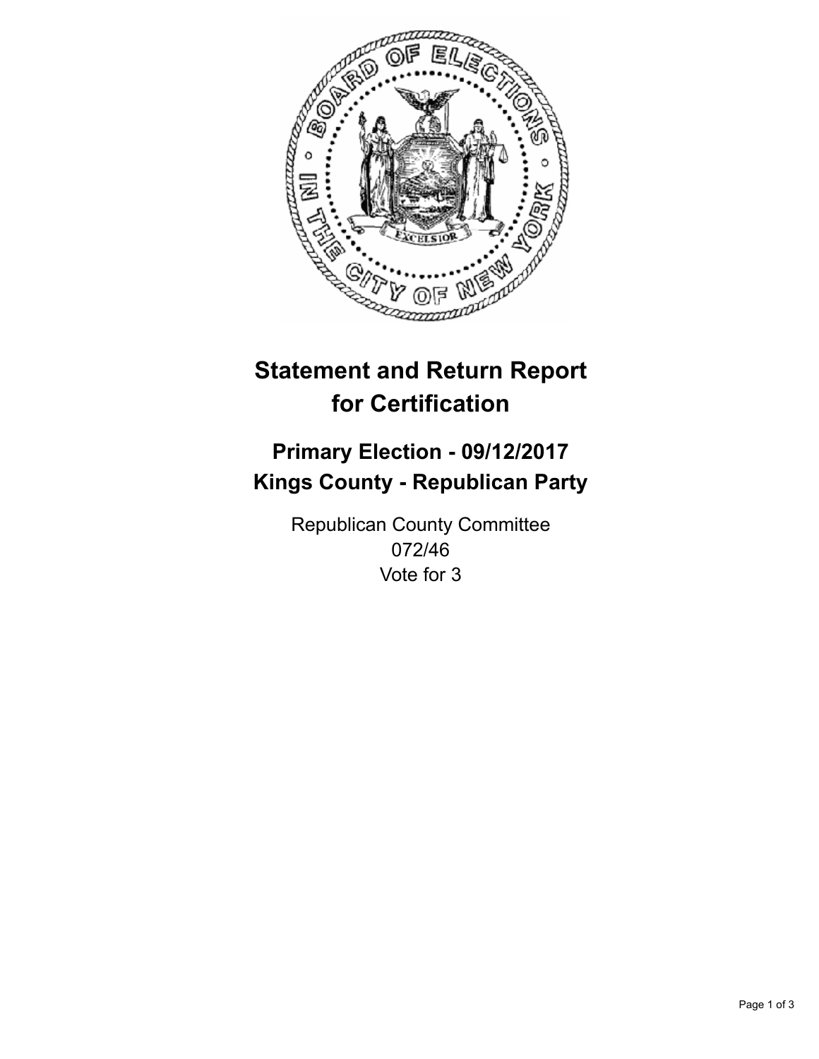# Statement and Return Report for Certification

## Primary Election - 09/12/2017
## Kings County - Republican Party

Republican County Committee
072/46
Vote for 3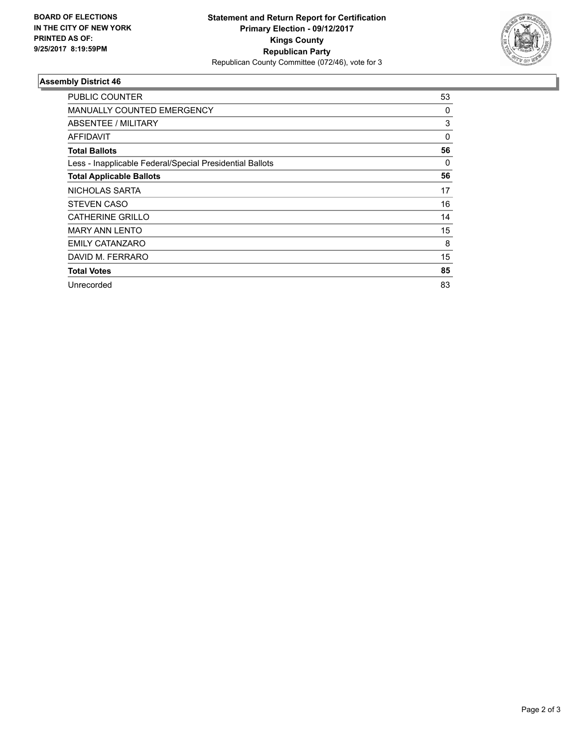**BOARD OF ELECTIONS IN THE CITY OF NEW YORK PRINTED AS OF: 9/25/2017 8:19:59PM**

**Statement and Return Report for Certification**
**Primary Election - 09/12/2017**
**Kings County**
**Republican Party**
Republican County Committee (072/46), vote for 3

### Assembly District 46

| | |
|---|---|
| PUBLIC COUNTER | 53 |
| MANUALLY COUNTED EMERGENCY | 0 |
| ABSENTEE / MILITARY | 3 |
| AFFIDAVIT | 0 |
| **Total Ballots** | **56** |
| Less - Inapplicable Federal/Special Presidential Ballots | 0 |
| **Total Applicable Ballots** | **56** |
| NICHOLAS SARTA | 17 |
| STEVEN CASO | 16 |
| CATHERINE GRILLO | 14 |
| MARY ANN LENTO | 15 |
| EMILY CATANZARO | 8 |
| DAVID M. FERRARO | 15 |
| **Total Votes** | **85** |
| Unrecorded | 83 |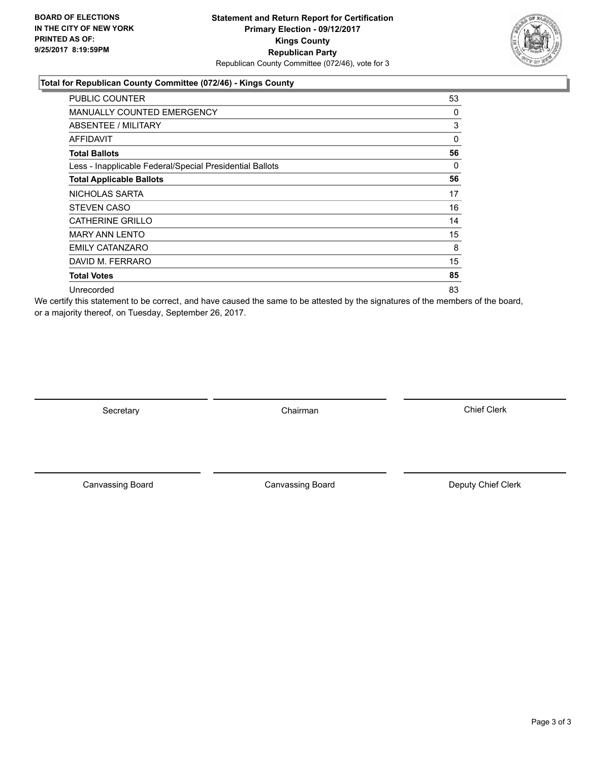**BOARD OF ELECTIONS IN THE CITY OF NEW YORK PRINTED AS OF: 9/25/2017 8:19:59PM**

**Statement and Return Report for Certification Primary Election - 09/12/2017 Kings County Republican Party**

Republican County Committee (072/46), vote for 3

**Total for Republican County Committee (072/46) - Kings County**

| | |
|---|---|
| PUBLIC COUNTER | 53 |
| MANUALLY COUNTED EMERGENCY | 0 |
| ABSENTEE / MILITARY | 3 |
| AFFIDAVIT | 0 |
| **Total Ballots** | **56** |
| Less - Inapplicable Federal/Special Presidential Ballots | 0 |
| **Total Applicable Ballots** | **56** |
| NICHOLAS SARTA | 17 |
| STEVEN CASO | 16 |
| CATHERINE GRILLO | 14 |
| MARY ANN LENTO | 15 |
| EMILY CATANZARO | 8 |
| DAVID M. FERRARO | 15 |
| **Total Votes** | **85** |
| Unrecorded | 83 |

We certify this statement to be correct, and have caused the same to be attested by the signatures of the members of the board, or a majority thereof, on Tuesday, September 26, 2017.

Secretary

Chairman

Chief Clerk

Canvassing Board

Canvassing Board

Deputy Chief Clerk